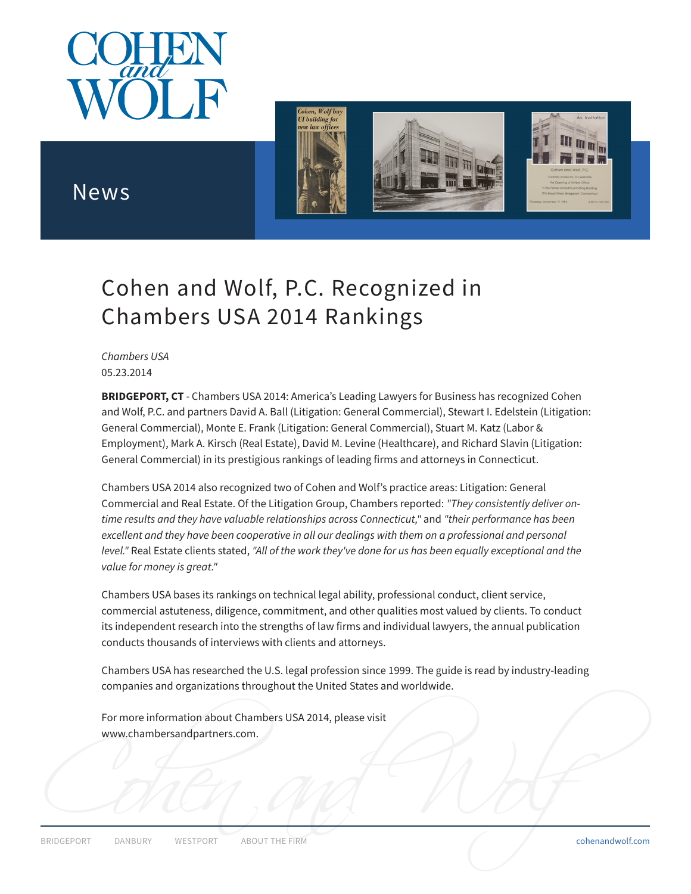# Cohen and Wolf, P.C. Recognized in Chambers USA 2014 Rankings

*Chambers USA*
05.23.2014

**BRIDGEPORT, CT** - Chambers USA 2014: America's Leading Lawyers for Business has recognized Cohen and Wolf, P.C. and partners David A. Ball (Litigation: General Commercial), Stewart I. Edelstein (Litigation: General Commercial), Monte E. Frank (Litigation: General Commercial), Stuart M. Katz (Labor & Employment), Mark A. Kirsch (Real Estate), David M. Levine (Healthcare), and Richard Slavin (Litigation: General Commercial) in its prestigious rankings of leading firms and attorneys in Connecticut.

Chambers USA 2014 also recognized two of Cohen and Wolf's practice areas: Litigation: General Commercial and Real Estate. Of the Litigation Group, Chambers reported: *"They consistently deliver on-time results and they have valuable relationships across Connecticut,"* and *"their performance has been excellent and they have been cooperative in all our dealings with them on a professional and personal level."* Real Estate clients stated, *"All of the work they've done for us has been equally exceptional and the value for money is great."*

Chambers USA bases its rankings on technical legal ability, professional conduct, client service, commercial astuteness, diligence, commitment, and other qualities most valued by clients. To conduct its independent research into the strengths of law firms and individual lawyers, the annual publication conducts thousands of interviews with clients and attorneys.

Chambers USA has researched the U.S. legal profession since 1999. The guide is read by industry-leading companies and organizations throughout the United States and worldwide.

For more information about Chambers USA 2014, please visit www.chambersandpartners.com.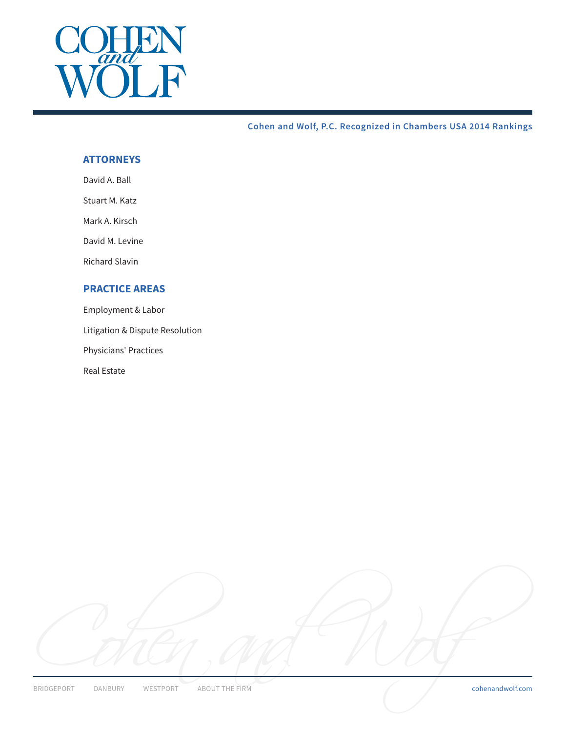Cohen and Wolf, P.C. Recognized in Chambers USA 2014 Rankings

## ATTORNEYS

David A. Ball

Stuart M. Katz

Mark A. Kirsch

David M. Levine

Richard Slavin

## PRACTICE AREAS

Employment & Labor

Litigation & Dispute Resolution

Physicians' Practices

Real Estate